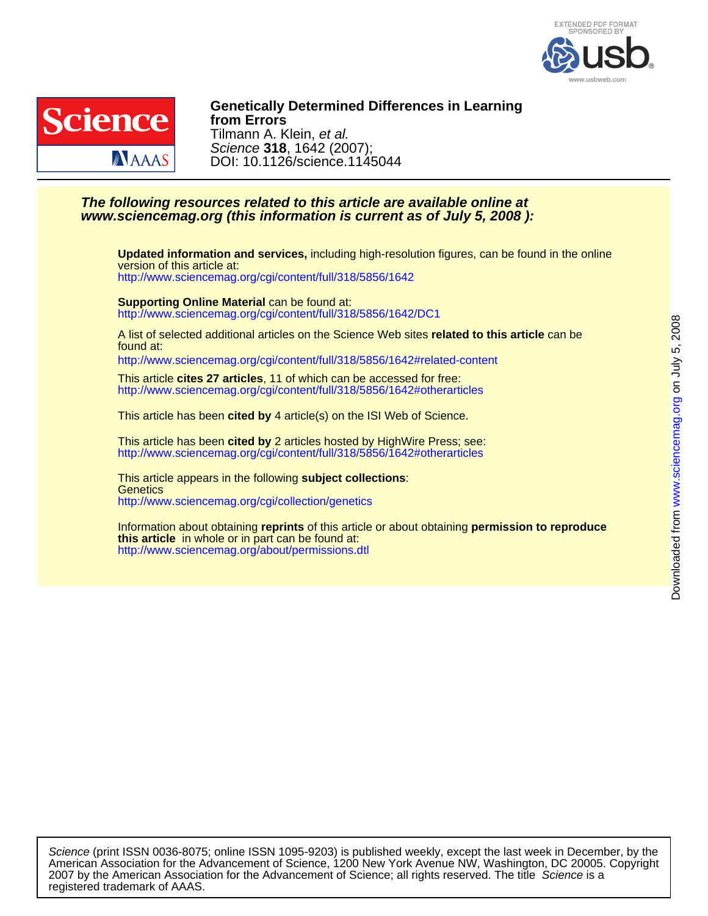EXTENDED PDF FORMAT SPONSORED BY usb www.usbweb.com

# Genetically Determined Differences in Learning from Errors

Tilmann A. Klein, *et al.*

*Science* **318**, 1642 (2007);

DOI: 10.1126/science.1145044

***The following resources related to this article are available online at www.sciencemag.org (this information is current as of July 5, 2008 ):***

**Updated information and services,** including high-resolution figures, can be found in the online version of this article at:
http://www.sciencemag.org/cgi/content/full/318/5856/1642

**Supporting Online Material** can be found at:
http://www.sciencemag.org/cgi/content/full/318/5856/1642/DC1

A list of selected additional articles on the Science Web sites **related to this article** can be found at:
http://www.sciencemag.org/cgi/content/full/318/5856/1642#related-content

This article **cites 27 articles**, 11 of which can be accessed for free:
http://www.sciencemag.org/cgi/content/full/318/5856/1642#otherarticles

This article has been **cited by** 4 article(s) on the ISI Web of Science.

This article has been **cited by** 2 articles hosted by HighWire Press; see:
http://www.sciencemag.org/cgi/content/full/318/5856/1642#otherarticles

This article appears in the following **subject collections**:
Genetics
http://www.sciencemag.org/cgi/collection/genetics

Information about obtaining **reprints** of this article or about obtaining **permission to reproduce this article** in whole or in part can be found at:
http://www.sciencemag.org/about/permissions.dtl

Downloaded from www.sciencemag.org on July 5, 2008

*Science* (print ISSN 0036-8075; online ISSN 1095-9203) is published weekly, except the last week in December, by the American Association for the Advancement of Science, 1200 New York Avenue NW, Washington, DC 20005. Copyright 2007 by the American Association for the Advancement of Science; all rights reserved. The title *Science* is a registered trademark of AAAS.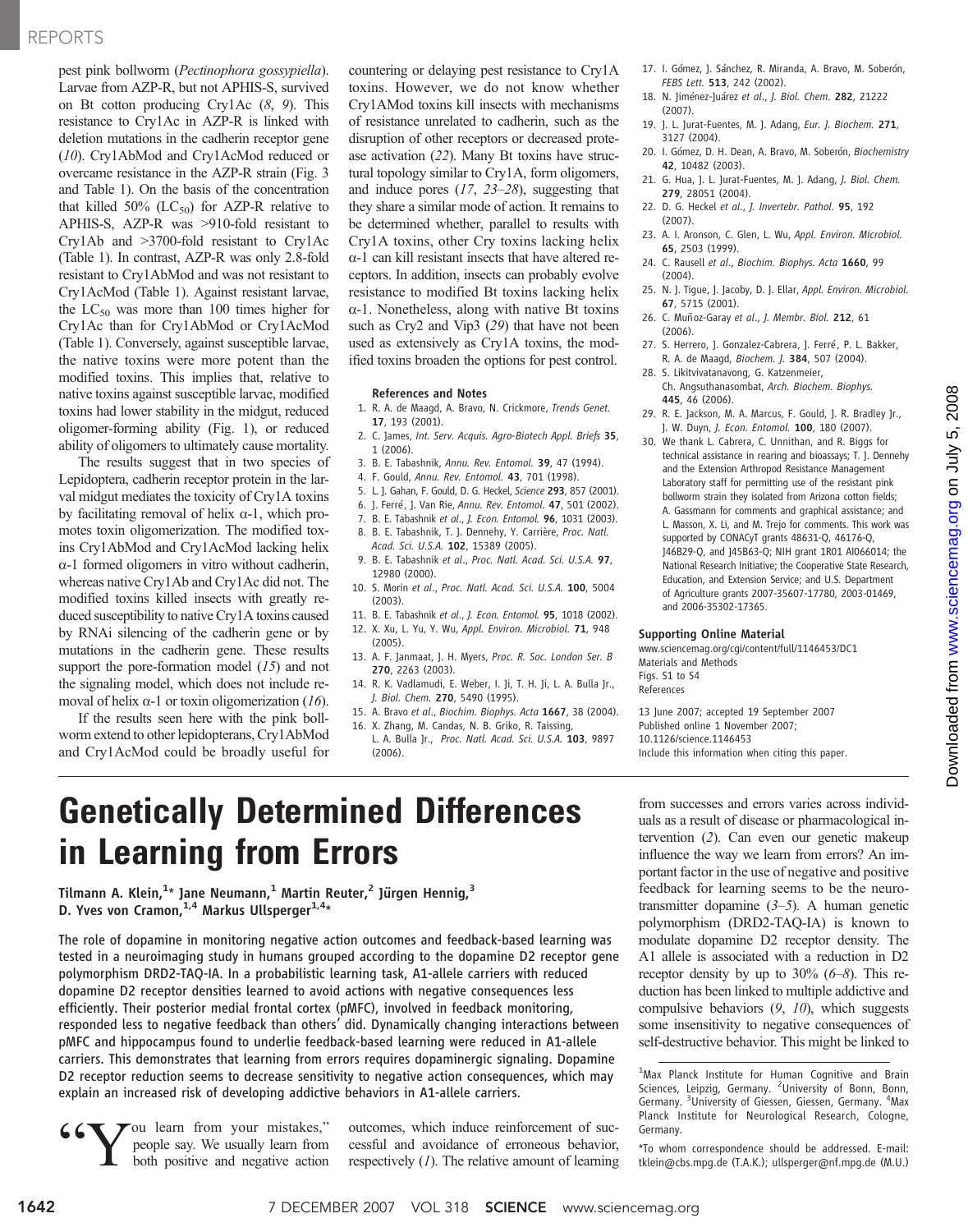pest pink bollworm (*Pectinophora gossypiella*). Larvae from AZP-R, but not APHIS-S, survived on Bt cotton producing Cry1Ac (*8*, *9*). This resistance to Cry1Ac in AZP-R is linked with deletion mutations in the cadherin receptor gene (*10*). Cry1AbMod and Cry1AcMod reduced or overcame resistance in the AZP-R strain (Fig. 3 and Table 1). On the basis of the concentration that killed 50% ($LC_{50}$) for AZP-R relative to APHIS-S, AZP-R was >910-fold resistant to Cry1Ab and >3700-fold resistant to Cry1Ac (Table 1). In contrast, AZP-R was only 2.8-fold resistant to Cry1AbMod and was not resistant to Cry1AcMod (Table 1). Against resistant larvae, the $LC_{50}$ was more than 100 times higher for Cry1Ac than for Cry1AbMod or Cry1AcMod (Table 1). Conversely, against susceptible larvae, the native toxins were more potent than the modified toxins. This implies that, relative to native toxins against susceptible larvae, modified toxins had lower stability in the midgut, reduced oligomer-forming ability (Fig. 1), or reduced ability of oligomers to ultimately cause mortality.

The results suggest that in two species of Lepidoptera, cadherin receptor protein in the larval midgut mediates the toxicity of Cry1A toxins by facilitating removal of helix α-1, which promotes toxin oligomerization. The modified toxins Cry1AbMod and Cry1AcMod lacking helix α-1 formed oligomers in vitro without cadherin, whereas native Cry1Ab and Cry1Ac did not. The modified toxins killed insects with greatly reduced susceptibility to native Cry1A toxins caused by RNAi silencing of the cadherin gene or by mutations in the cadherin gene. These results support the pore-formation model (*15*) and not the signaling model, which does not include removal of helix α-1 or toxin oligomerization (*16*).

If the results seen here with the pink bollworm extend to other lepidopterans, Cry1AbMod and Cry1AcMod could be broadly useful for countering or delaying pest resistance to Cry1A toxins. However, we do not know whether Cry1AMod toxins kill insects with mechanisms of resistance unrelated to cadherin, such as the disruption of other receptors or decreased protease activation (*22*). Many Bt toxins have structural topology similar to Cry1A, form oligomers, and induce pores (*17*, *23*–*28*), suggesting that they share a similar mode of action. It remains to be determined whether, parallel to results with Cry1A toxins, other Cry toxins lacking helix α-1 can kill resistant insects that have altered receptors. In addition, insects can probably evolve resistance to modified Bt toxins lacking helix α-1. Nonetheless, along with native Bt toxins such as Cry2 and Vip3 (*29*) that have not been used as extensively as Cry1A toxins, the modified toxins broaden the options for pest control.

### References and Notes

1. R. A. de Maagd, A. Bravo, N. Crickmore, *Trends Genet.* **17**, 193 (2001).
2. C. James, *Int. Serv. Acquis. Agro-Biotech Appl. Briefs* **35**, 1 (2006).
3. B. E. Tabashnik, *Annu. Rev. Entomol.* **39**, 47 (1994).
4. F. Gould, *Annu. Rev. Entomol.* **43**, 701 (1998).
5. L. J. Gahan, F. Gould, D. G. Heckel, *Science* **293**, 857 (2001).
6. J. Ferré, J. Van Rie, *Annu. Rev. Entomol.* **47**, 501 (2002).
7. B. E. Tabashnik *et al.*, *J. Econ. Entomol.* **96**, 1031 (2003).
8. B. E. Tabashnik, T. J. Dennehy, Y. Carrière, *Proc. Natl. Acad. Sci. U.S.A.* **102**, 15389 (2005).
9. B. E. Tabashnik *et al.*, *Proc. Natl. Acad. Sci. U.S.A.* **97**, 12980 (2000).
10. S. Morin *et al.*, *Proc. Natl. Acad. Sci. U.S.A.* **100**, 5004 (2003).
11. B. E. Tabashnik *et al.*, *J. Econ. Entomol.* **95**, 1018 (2002).
12. X. Xu, L. Yu, Y. Wu, *Appl. Environ. Microbiol.* **71**, 948 (2005).
13. A. F. Janmaat, J. H. Myers, *Proc. R. Soc. London Ser. B* **270**, 2263 (2003).
14. R. K. Vadlamudi, E. Weber, I. Ji, T. H. Ji, L. A. Bulla Jr., *J. Biol. Chem.* **270**, 5490 (1995).
15. A. Bravo *et al.*, *Biochim. Biophys. Acta* **1667**, 38 (2004).
16. X. Zhang, M. Candas, N. B. Griko, R. Taissing, L. A. Bulla Jr., *Proc. Natl. Acad. Sci. U.S.A.* **103**, 9897 (2006).
17. I. Gómez, J. Sánchez, R. Miranda, A. Bravo, M. Soberón, *FEBS Lett.* **513**, 242 (2002).
18. N. Jiménez-Juárez *et al.*, *J. Biol. Chem.* **282**, 21222 (2007).
19. J. L. Jurat-Fuentes, M. J. Adang, *Eur. J. Biochem.* **271**, 3127 (2004).
20. I. Gómez, D. H. Dean, A. Bravo, M. Soberón, *Biochemistry* **42**, 10482 (2003).
21. G. Hua, J. L. Jurat-Fuentes, M. J. Adang, *J. Biol. Chem.* **279**, 28051 (2004).
22. D. G. Heckel *et al.*, *J. Invertebr. Pathol.* **95**, 192 (2007).
23. A. I. Aronson, C. Glen, L. Wu, *Appl. Environ. Microbiol.* **65**, 2503 (1999).
24. C. Rausell *et al.*, *Biochim. Biophys. Acta* **1660**, 99 (2004).
25. N. J. Tigue, J. Jacoby, D. J. Ellar, *Appl. Environ. Microbiol.* **67**, 5715 (2001).
26. C. Muñoz-Garay *et al.*, *J. Membr. Biol.* **212**, 61 (2006).
27. S. Herrero, J. Gonzalez-Cabrera, J. Ferré, P. L. Bakker, R. A. de Maagd, *Biochem. J.* **384**, 507 (2004).
28. S. Likitvivatanavong, G. Katzenmeier, Ch. Angsuthanasombat, *Arch. Biochem. Biophys.* **445**, 46 (2006).
29. R. E. Jackson, M. A. Marcus, F. Gould, J. R. Bradley Jr., J. W. Duyn, *J. Econ. Entomol.* **100**, 180 (2007).
30. We thank L. Cabrera, C. Unnithan, and R. Biggs for technical assistance in rearing and bioassays; T. J. Dennehy and the Extension Arthropod Resistance Management Laboratory staff for permitting use of the resistant pink bollworm strain they isolated from Arizona cotton fields; A. Gassmann for comments and graphical assistance; and L. Masson, X. Li, and M. Trejo for comments. This work was supported by CONACyT grants 48631-Q, 46176-Q, J46B29-Q, and J45B63-Q; NIH grant 1R01 AI066014; the National Research Initiative; the Cooperative State Research, Education, and Extension Service; and U.S. Department of Agriculture grants 2007-35607-17780, 2003-01469, and 2006-35302-17365.

### Supporting Online Material

www.sciencemag.org/cgi/content/full/1146453/DC1
Materials and Methods
Figs. S1 to S4
References

13 June 2007; accepted 19 September 2007
Published online 1 November 2007;
10.1126/science.1146453
Include this information when citing this paper.

# Genetically Determined Differences in Learning from Errors

**Tilmann A. Klein,[1]* Jane Neumann,[1] Martin Reuter,[2] Jürgen Hennig,[3] D. Yves von Cramon,[1,4] Markus Ullsperger[1,4]***

**The role of dopamine in monitoring negative action outcomes and feedback-based learning was tested in a neuroimaging study in humans grouped according to the dopamine D2 receptor gene polymorphism DRD2-TAQ-IA. In a probabilistic learning task, A1-allele carriers with reduced dopamine D2 receptor densities learned to avoid actions with negative consequences less efficiently. Their posterior medial frontal cortex (pMFC), involved in feedback monitoring, responded less to negative feedback than others' did. Dynamically changing interactions between pMFC and hippocampus found to underlie feedback-based learning were reduced in A1-allele carriers. This demonstrates that learning from errors requires dopaminergic signaling. Dopamine D2 receptor reduction seems to decrease sensitivity to negative action consequences, which may explain an increased risk of developing addictive behaviors in A1-allele carriers.**

"You learn from your mistakes," people say. We usually learn from both positive and negative action outcomes, which induce reinforcement of successful and avoidance of erroneous behavior, respectively (*1*). The relative amount of learning from successes and errors varies across individuals as a result of disease or pharmacological intervention (*2*). Can even our genetic makeup influence the way we learn from errors? An important factor in the use of negative and positive feedback for learning seems to be the neurotransmitter dopamine (*3*–*5*). A human genetic polymorphism (DRD2-TAQ-IA) is known to modulate dopamine D2 receptor density. The A1 allele is associated with a reduction in D2 receptor density by up to 30% (*6*–*8*). This reduction has been linked to multiple addictive and compulsive behaviors (*9*, *10*), which suggests some insensitivity to negative consequences of self-destructive behavior. This might be linked to

[1]Max Planck Institute for Human Cognitive and Brain Sciences, Leipzig, Germany. [2]University of Bonn, Bonn, Germany. [3]University of Giessen, Giessen, Germany. [4]Max Planck Institute for Neurological Research, Cologne, Germany.

*To whom correspondence should be addressed. E-mail: tklein@cbs.mpg.de (T.A.K.); ullsperger@nf.mpg.de (M.U.)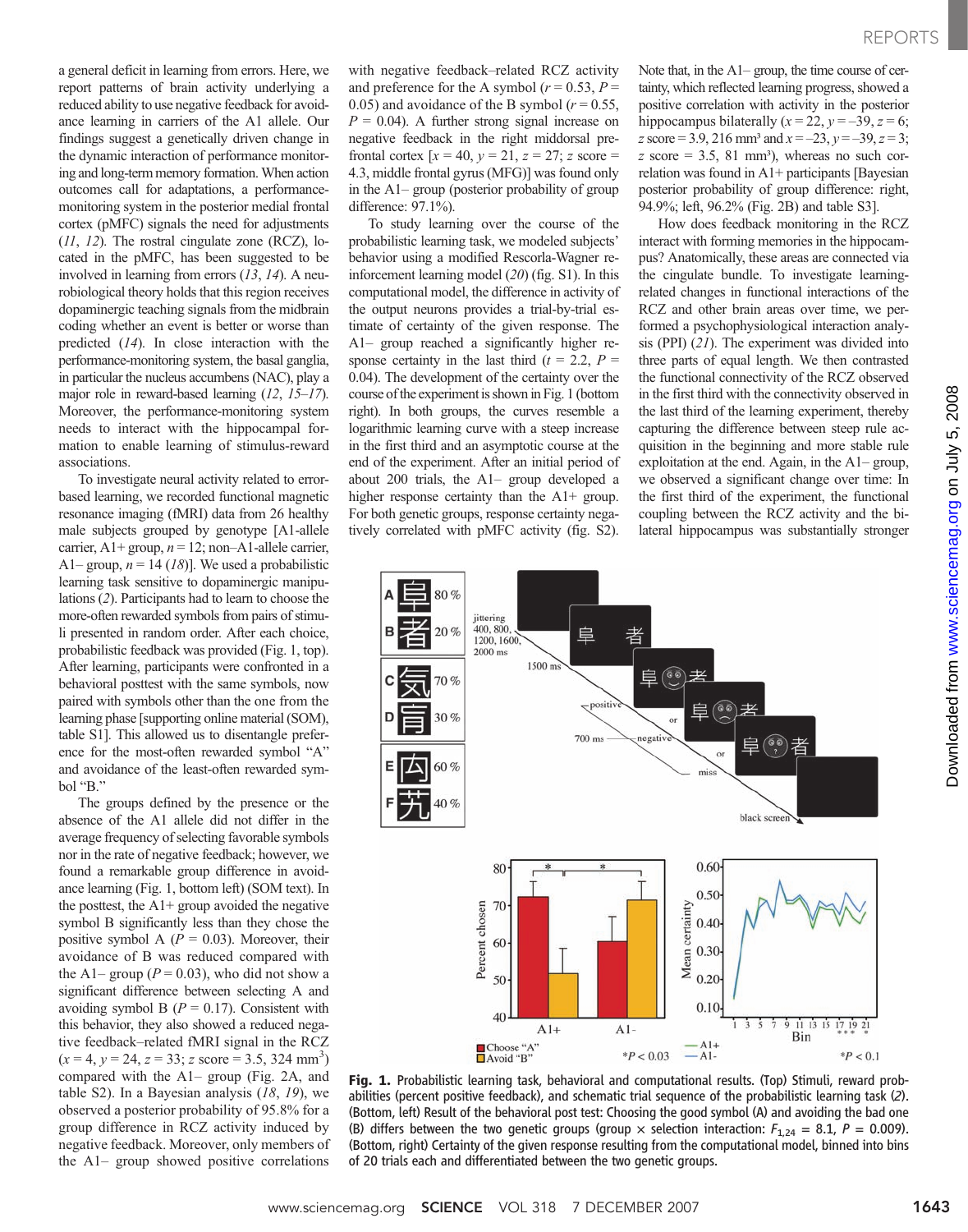a general deficit in learning from errors. Here, we report patterns of brain activity underlying a reduced ability to use negative feedback for avoidance learning in carriers of the A1 allele. Our findings suggest a genetically driven change in the dynamic interaction of performance monitoring and long-term memory formation. When action outcomes call for adaptations, a performance-monitoring system in the posterior medial frontal cortex (pMFC) signals the need for adjustments (*11*, *12*). The rostral cingulate zone (RCZ), located in the pMFC, has been suggested to be involved in learning from errors (*13*, *14*). A neurobiological theory holds that this region receives dopaminergic teaching signals from the midbrain coding whether an event is better or worse than predicted (*14*). In close interaction with the performance-monitoring system, the basal ganglia, in particular the nucleus accumbens (NAC), play a major role in reward-based learning (*12*, *15*–*17*). Moreover, the performance-monitoring system needs to interact with the hippocampal formation to enable learning of stimulus-reward associations.

To investigate neural activity related to error-based learning, we recorded functional magnetic resonance imaging (fMRI) data from 26 healthy male subjects grouped by genotype [A1-allele carrier, A1+ group, $n = 12$; non–A1-allele carrier, A1– group, $n = 14$ (*18*)]. We used a probabilistic learning task sensitive to dopaminergic manipulations (*2*). Participants had to learn to choose the more-often rewarded symbols from pairs of stimuli presented in random order. After each choice, probabilistic feedback was provided (Fig. 1, top). After learning, participants were confronted in a behavioral posttest with the same symbols, now paired with symbols other than the one from the learning phase [supporting online material (SOM), table S1]. This allowed us to disentangle preference for the most-often rewarded symbol "A" and avoidance of the least-often rewarded symbol "B."

The groups defined by the presence or the absence of the A1 allele did not differ in the average frequency of selecting favorable symbols nor in the rate of negative feedback; however, we found a remarkable group difference in avoidance learning (Fig. 1, bottom left) (SOM text). In the posttest, the A1+ group avoided the negative symbol B significantly less than they chose the positive symbol A ($P = 0.03$). Moreover, their avoidance of B was reduced compared with the A1– group ($P = 0.03$), who did not show a significant difference between selecting A and avoiding symbol B ($P = 0.17$). Consistent with this behavior, they also showed a reduced negative feedback–related fMRI signal in the RCZ ($x = 4$, $y = 24$, $z = 33$; $z$ score = 3.5, 324 mm$^3$) compared with the A1– group (Fig. 2A, and table S2). In a Bayesian analysis (*18*, *19*), we observed a posterior probability of 95.8% for a group difference in RCZ activity induced by negative feedback. Moreover, only members of the A1– group showed positive correlations with negative feedback–related RCZ activity and preference for the A symbol ($r = 0.53$, $P = 0.05$) and avoidance of the B symbol ($r = 0.55$, $P = 0.04$). A further strong signal increase on negative feedback in the right middorsal prefrontal cortex [$x = 40$, $y = 21$, $z = 27$; $z$ score = 4.3, middle frontal gyrus (MFG)] was found only in the A1– group (posterior probability of group difference: 97.1%).

To study learning over the course of the probabilistic learning task, we modeled subjects' behavior using a modified Rescorla-Wagner reinforcement learning model (*20*) (fig. S1). In this computational model, the difference in activity of the output neurons provides a trial-by-trial estimate of certainty of the given response. The A1– group reached a significantly higher response certainty in the last third ($t = 2.2$, $P = 0.04$). The development of the certainty over the course of the experiment is shown in Fig. 1 (bottom right). In both groups, the curves resemble a logarithmic learning curve with a steep increase in the first third and an asymptotic course at the end of the experiment. After an initial period of about 200 trials, the A1– group developed a higher response certainty than the A1+ group. For both genetic groups, response certainty negatively correlated with pMFC activity (fig. S2). Note that, in the A1– group, the time course of certainty, which reflected learning progress, showed a positive correlation with activity in the posterior hippocampus bilaterally ($x = 22$, $y = -39$, $z = 6$; $z$ score = 3.9, 216 mm$^3$ and $x = -23$, $y = -39$, $z = 3$; $z$ score = 3.5, 81 mm$^3$), whereas no such correlation was found in A1+ participants [Bayesian posterior probability of group difference: right, 94.9%; left, 96.2% (Fig. 2B) and table S3].

How does feedback monitoring in the RCZ interact with forming memories in the hippocampus? Anatomically, these areas are connected via the cingulate bundle. To investigate learning-related changes in functional interactions of the RCZ and other brain areas over time, we performed a psychophysiological interaction analysis (PPI) (*21*). The experiment was divided into three parts of equal length. We then contrasted the functional connectivity of the RCZ observed in the first third with the connectivity observed in the last third of the learning experiment, thereby capturing the difference between steep rule acquisition in the beginning and more stable rule exploitation at the end. Again, in the A1– group, we observed a significant change over time: In the first third of the experiment, the functional coupling between the RCZ activity and the bilateral hippocampus was substantially stronger

**Fig. 1.** Probabilistic learning task, behavioral and computational results. (Top) Stimuli, reward probabilities (percent positive feedback), and schematic trial sequence of the probabilistic learning task (*2*). (Bottom, left) Result of the behavioral post test: Choosing the good symbol (A) and avoiding the bad one (B) differs between the two genetic groups (group × selection interaction: $F_{1,24} = 8.1$, $P = 0.009$). (Bottom, right) Certainty of the given response resulting from the computational model, binned into bins of 20 trials each and differentiated between the two genetic groups.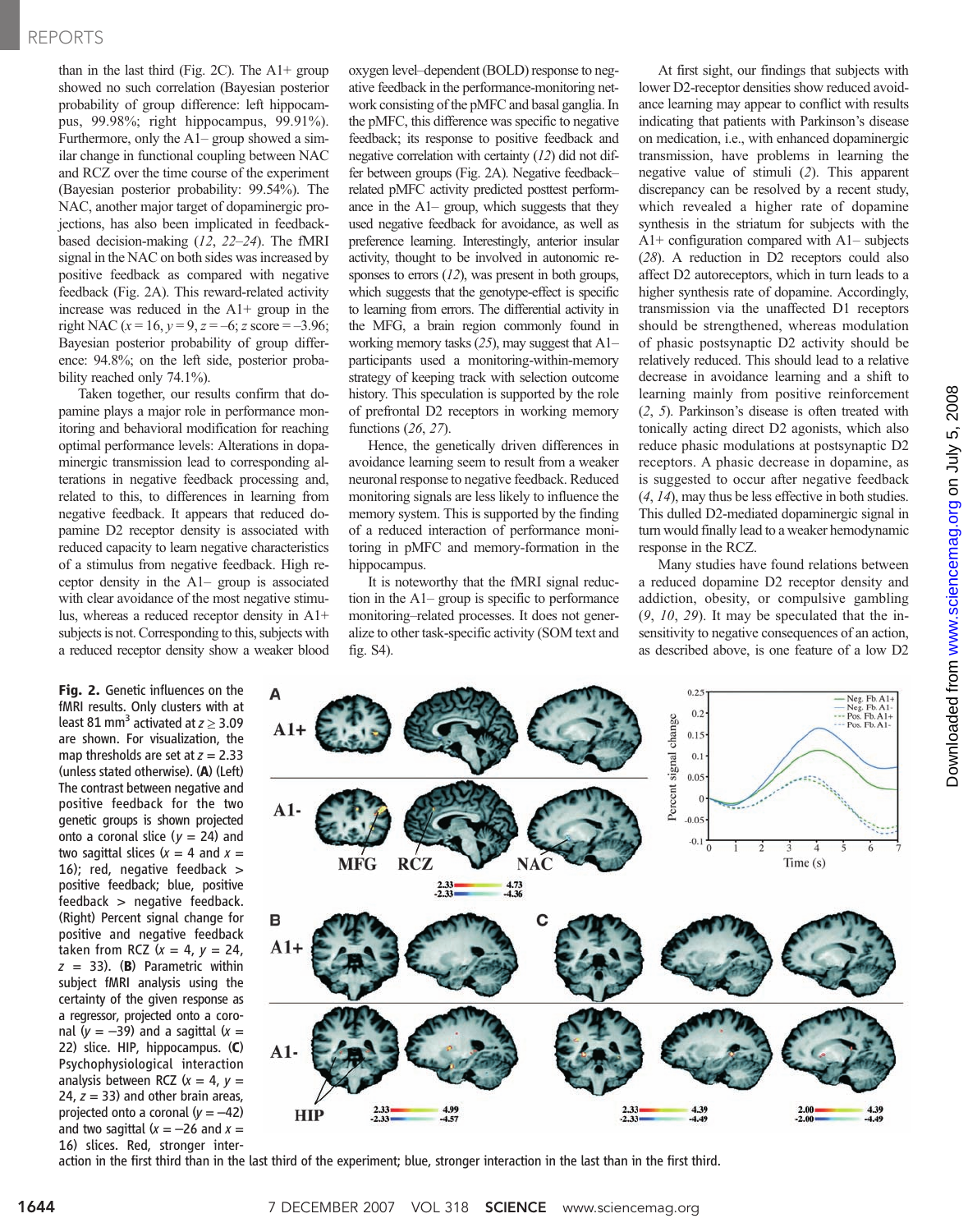than in the last third (Fig. 2C). The A1+ group showed no such correlation (Bayesian posterior probability of group difference: left hippocampus, 99.98%; right hippocampus, 99.91%). Furthermore, only the A1– group showed a similar change in functional coupling between NAC and RCZ over the time course of the experiment (Bayesian posterior probability: 99.54%). The NAC, another major target of dopaminergic projections, has also been implicated in feedback-based decision-making (*12*, *22*–*24*). The fMRI signal in the NAC on both sides was increased by positive feedback as compared with negative feedback (Fig. 2A). This reward-related activity increase was reduced in the A1+ group in the right NAC ($x = 16$, $y = 9$, $z = -6$; $z$ score = –3.96; Bayesian posterior probability of group difference: 94.8%; on the left side, posterior probability reached only 74.1%).

Taken together, our results confirm that dopamine plays a major role in performance monitoring and behavioral modification for reaching optimal performance levels: Alterations in dopaminergic transmission lead to corresponding alterations in negative feedback processing and, related to this, to differences in learning from negative feedback. It appears that reduced dopamine D2 receptor density is associated with reduced capacity to learn negative characteristics of a stimulus from negative feedback. High receptor density in the A1– group is associated with clear avoidance of the most negative stimulus, whereas a reduced receptor density in A1+ subjects is not. Corresponding to this, subjects with a reduced receptor density show a weaker blood oxygen level–dependent (BOLD) response to negative feedback in the performance-monitoring network consisting of the pMFC and basal ganglia. In the pMFC, this difference was specific to negative feedback; its response to positive feedback and negative correlation with certainty (*12*) did not differ between groups (Fig. 2A). Negative feedback–related pMFC activity predicted posttest performance in the A1– group, which suggests that they used negative feedback for avoidance, as well as preference learning. Interestingly, anterior insular activity, thought to be involved in autonomic responses to errors (*12*), was present in both groups, which suggests that the genotype-effect is specific to learning from errors. The differential activity in the MFG, a brain region commonly found in working memory tasks (*25*), may suggest that A1– participants used a monitoring-within-memory strategy of keeping track with selection outcome history. This speculation is supported by the role of prefrontal D2 receptors in working memory functions (*26*, *27*).

Hence, the genetically driven differences in avoidance learning seem to result from a weaker neuronal response to negative feedback. Reduced monitoring signals are less likely to influence the memory system. This is supported by the finding of a reduced interaction of performance monitoring in pMFC and memory-formation in the hippocampus.

It is noteworthy that the fMRI signal reduction in the A1– group is specific to performance monitoring–related processes. It does not generalize to other task-specific activity (SOM text and fig. S4).

At first sight, our findings that subjects with lower D2-receptor densities show reduced avoidance learning may appear to conflict with results indicating that patients with Parkinson's disease on medication, i.e., with enhanced dopaminergic transmission, have problems in learning the negative value of stimuli (*2*). This apparent discrepancy can be resolved by a recent study, which revealed a higher rate of dopamine synthesis in the striatum for subjects with the A1+ configuration compared with A1– subjects (*28*). A reduction in D2 receptors could also affect D2 autoreceptors, which in turn leads to a higher synthesis rate of dopamine. Accordingly, transmission via the unaffected D1 receptors should be strengthened, whereas modulation of phasic postsynaptic D2 activity should be relatively reduced. This should lead to a relative decrease in avoidance learning and a shift to learning mainly from positive reinforcement (*2*, *5*). Parkinson's disease is often treated with tonically acting direct D2 agonists, which also reduce phasic modulations at postsynaptic D2 receptors. A phasic decrease in dopamine, as is suggested to occur after negative feedback (*4*, *14*), may thus be less effective in both studies. This dulled D2-mediated dopaminergic signal in turn would finally lead to a weaker hemodynamic response in the RCZ.

Many studies have found relations between a reduced dopamine D2 receptor density and addiction, obesity, or compulsive gambling (*9*, *10*, *29*). It may be speculated that the insensitivity to negative consequences of an action, as described above, is one feature of a low D2

**Fig. 2.** Genetic influences on the fMRI results. Only clusters with at least 81 mm$^3$ activated at $z \geq 3.09$ are shown. For visualization, the map thresholds are set at $z = 2.33$ (unless stated otherwise). (**A**) (Left) The contrast between negative and positive feedback for the two genetic groups is shown projected onto a coronal slice ($y = 24$) and two sagittal slices ($x = 4$ and $x = 16$); red, negative feedback > positive feedback; blue, positive feedback > negative feedback. (Right) Percent signal change for positive and negative feedback taken from RCZ ($x = 4$, $y = 24$, $z = 33$). (**B**) Parametric within subject fMRI analysis using the certainty of the given response as a regressor, projected onto a coronal ($y = -39$) and a sagittal ($x = 22$) slice. HIP, hippocampus. (**C**) Psychophysiological interaction analysis between RCZ ($x = 4$, $y = 24$, $z = 33$) and other brain areas, projected onto a coronal ($y = -42$) and two sagittal ($x = -26$ and $x = 16$) slices. Red, stronger interaction in the first third than in the last third of the experiment; blue, stronger interaction in the last than in the first third.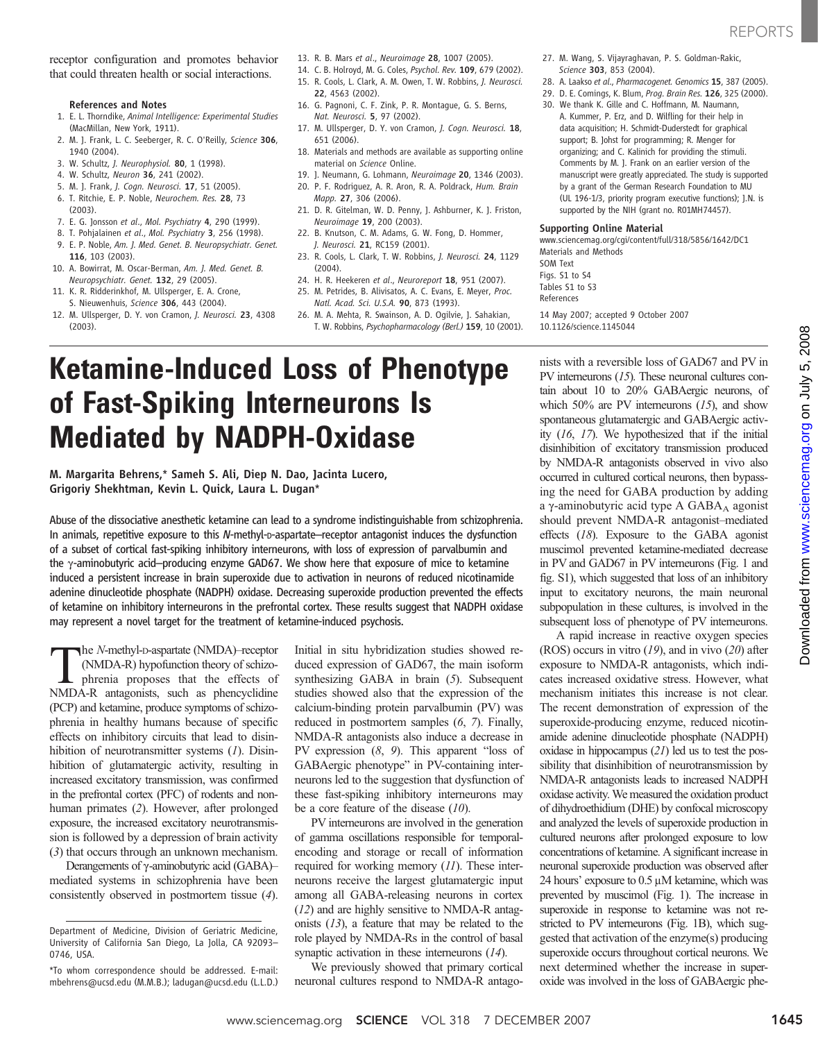receptor configuration and promotes behavior that could threaten health or social interactions.

#### References and Notes

1. E. L. Thorndike, *Animal Intelligence: Experimental Studies* (MacMillan, New York, 1911).
2. M. J. Frank, L. C. Seeberger, R. C. O'Reilly, *Science* **306**, 1940 (2004).
3. W. Schultz, *J. Neurophysiol.* **80**, 1 (1998).
4. W. Schultz, *Neuron* **36**, 241 (2002).
5. M. J. Frank, *J. Cogn. Neurosci.* **17**, 51 (2005).
6. T. Ritchie, E. P. Noble, *Neurochem. Res.* **28**, 73 (2003).
7. E. G. Jonsson *et al.*, *Mol. Psychiatry* **4**, 290 (1999).
8. T. Pohjalainen *et al.*, *Mol. Psychiatry* **3**, 256 (1998).
9. E. P. Noble, *Am. J. Med. Genet. B. Neuropsychiatr. Genet.* **116**, 103 (2003).
10. A. Bowirrat, M. Oscar-Berman, *Am. J. Med. Genet. B. Neuropsychiatr. Genet.* **132**, 29 (2005).
11. K. R. Ridderinkhof, M. Ullsperger, E. A. Crone, S. Nieuwenhuis, *Science* **306**, 443 (2004).
12. M. Ullsperger, D. Y. von Cramon, *J. Neurosci.* **23**, 4308 (2003).
13. R. B. Mars *et al.*, *Neuroimage* **28**, 1007 (2005).
14. C. B. Holroyd, M. G. Coles, *Psychol. Rev.* **109**, 679 (2002).
15. R. Cools, L. Clark, A. M. Owen, T. W. Robbins, *J. Neurosci.* **22**, 4563 (2002).
16. G. Pagnoni, C. F. Zink, P. R. Montague, G. S. Berns, *Nat. Neurosci.* **5**, 97 (2002).
17. M. Ullsperger, D. Y. von Cramon, *J. Cogn. Neurosci.* **18**, 651 (2006).
18. Materials and methods are available as supporting online material on *Science* Online.
19. J. Neumann, G. Lohmann, *Neuroimage* **20**, 1346 (2003).
20. P. F. Rodriguez, A. R. Aron, R. A. Poldrack, *Hum. Brain Mapp.* **27**, 306 (2006).
21. D. R. Gitelman, W. D. Penny, J. Ashburner, K. J. Friston, *Neuroimage* **19**, 200 (2003).
22. B. Knutson, C. M. Adams, G. W. Fong, D. Hommer, *J. Neurosci.* **21**, RC159 (2001).
23. R. Cools, L. Clark, T. W. Robbins, *J. Neurosci.* **24**, 1129 (2004).
24. H. R. Heekeren *et al.*, *Neuroreport* **18**, 951 (2007).
25. M. Petrides, B. Alivisatos, A. C. Evans, E. Meyer, *Proc. Natl. Acad. Sci. U.S.A.* **90**, 873 (1993).
26. M. A. Mehta, R. Swainson, A. D. Ogilvie, J. Sahakian, T. W. Robbins, *Psychopharmacology (Berl.)* **159**, 10 (2001).
27. M. Wang, S. Vijayraghavan, P. S. Goldman-Rakic, *Science* **303**, 853 (2004).
28. A. Laakso *et al.*, *Pharmacogenet. Genomics* **15**, 387 (2005).
29. D. E. Comings, K. Blum, *Prog. Brain Res.* **126**, 325 (2000).
30. We thank K. Gille and C. Hoffmann, M. Naumann, A. Kummer, P. Erz, and D. Wilfling for their help in data acquisition; H. Schmidt-Duderstedt for graphical support; B. Johst for programming; R. Menger for organizing; and C. Kalinich for providing the stimuli. Comments by M. J. Frank on an earlier version of the manuscript were greatly appreciated. The study is supported by a grant of the German Research Foundation to MU (UL 196-1/3, priority program executive functions); J.N. is supported by the NIH (grant no. R01MH74457).

#### Supporting Online Material

www.sciencemag.org/cgi/content/full/318/5856/1642/DC1
Materials and Methods
SOM Text
Figs. S1 to S4
Tables S1 to S3
References

14 May 2007; accepted 9 October 2007
10.1126/science.1145044

# Ketamine-Induced Loss of Phenotype of Fast-Spiking Interneurons Is Mediated by NADPH-Oxidase

**M. Margarita Behrens,\* Sameh S. Ali, Diep N. Dao, Jacinta Lucero, Grigoriy Shekhtman, Kevin L. Quick, Laura L. Dugan\***

**Abuse of the dissociative anesthetic ketamine can lead to a syndrome indistinguishable from schizophrenia. In animals, repetitive exposure to this *N*-methyl-D-aspartate–receptor antagonist induces the dysfunction of a subset of cortical fast-spiking inhibitory interneurons, with loss of expression of parvalbumin and the γ-aminobutyric acid–producing enzyme GAD67. We show here that exposure of mice to ketamine induced a persistent increase in brain superoxide due to activation in neurons of reduced nicotinamide adenine dinucleotide phosphate (NADPH) oxidase. Decreasing superoxide production prevented the effects of ketamine on inhibitory interneurons in the prefrontal cortex. These results suggest that NADPH oxidase may represent a novel target for the treatment of ketamine-induced psychosis.**

The *N*-methyl-D-aspartate (NMDA)–receptor (NMDA-R) hypofunction theory of schizophrenia proposes that the effects of NMDA-R antagonists, such as phencyclidine (PCP) and ketamine, produce symptoms of schizophrenia in healthy humans because of specific effects on inhibitory circuits that lead to disinhibition of neurotransmitter systems (*1*). Disinhibition of glutamatergic activity, resulting in increased excitatory transmission, was confirmed in the prefrontal cortex (PFC) of rodents and nonhuman primates (*2*). However, after prolonged exposure, the increased excitatory neurotransmission is followed by a depression of brain activity (*3*) that occurs through an unknown mechanism.

Derangements of γ-aminobutyric acid (GABA)–mediated systems in schizophrenia have been consistently observed in postmortem tissue (*4*). Initial in situ hybridization studies showed reduced expression of GAD67, the main isoform synthesizing GABA in brain (*5*). Subsequent studies showed also that the expression of the calcium-binding protein parvalbumin (PV) was reduced in postmortem samples (*6*, *7*). Finally, NMDA-R antagonists also induce a decrease in PV expression (*8*, *9*). This apparent "loss of GABAergic phenotype" in PV-containing interneurons led to the suggestion that dysfunction of these fast-spiking inhibitory interneurons may be a core feature of the disease (*10*).

PV interneurons are involved in the generation of gamma oscillations responsible for temporal-encoding and storage or recall of information required for working memory (*11*). These interneurons receive the largest glutamatergic input among all GABA-releasing neurons in cortex (*12*) and are highly sensitive to NMDA-R antagonists (*13*), a feature that may be related to the role played by NMDA-Rs in the control of basal synaptic activation in these interneurons (*14*).

We previously showed that primary cortical neuronal cultures respond to NMDA-R antagonists with a reversible loss of GAD67 and PV in PV interneurons (*15*). These neuronal cultures contain about 10 to 20% GABAergic neurons, of which 50% are PV interneurons (*15*), and show spontaneous glutamatergic and GABAergic activity (*16*, *17*). We hypothesized that if the initial disinhibition of excitatory transmission produced by NMDA-R antagonists observed in vivo also occurred in cultured cortical neurons, then bypassing the need for GABA production by adding a γ-aminobutyric acid type A $GABA_A$ agonist should prevent NMDA-R antagonist–mediated effects (*18*). Exposure to the GABA agonist muscimol prevented ketamine-mediated decrease in PV and GAD67 in PV interneurons (Fig. 1 and fig. S1), which suggested that loss of an inhibitory input to excitatory neurons, the main neuronal subpopulation in these cultures, is involved in the subsequent loss of phenotype of PV interneurons.

A rapid increase in reactive oxygen species (ROS) occurs in vitro (*19*), and in vivo (*20*) after exposure to NMDA-R antagonists, which indicates increased oxidative stress. However, what mechanism initiates this increase is not clear. The recent demonstration of expression of the superoxide-producing enzyme, reduced nicotinamide adenine dinucleotide phosphate (NADPH) oxidase in hippocampus (*21*) led us to test the possibility that disinhibition of neurotransmission by NMDA-R antagonists leads to increased NADPH oxidase activity. We measured the oxidation product of dihydroethidium (DHE) by confocal microscopy and analyzed the levels of superoxide production in cultured neurons after prolonged exposure to low concentrations of ketamine. A significant increase in neuronal superoxide production was observed after 24 hours' exposure to 0.5 μM ketamine, which was prevented by muscimol (Fig. 1). The increase in superoxide in response to ketamine was not restricted to PV interneurons (Fig. 1B), which suggested that activation of the enzyme(s) producing superoxide occurs throughout cortical neurons. We next determined whether the increase in superoxide was involved in the loss of GABAergic phe-

Department of Medicine, Division of Geriatric Medicine, University of California San Diego, La Jolla, CA 92093–0746, USA.

\*To whom correspondence should be addressed. E-mail: mbehrens@ucsd.edu (M.M.B.); ladugan@ucsd.edu (L.L.D.)